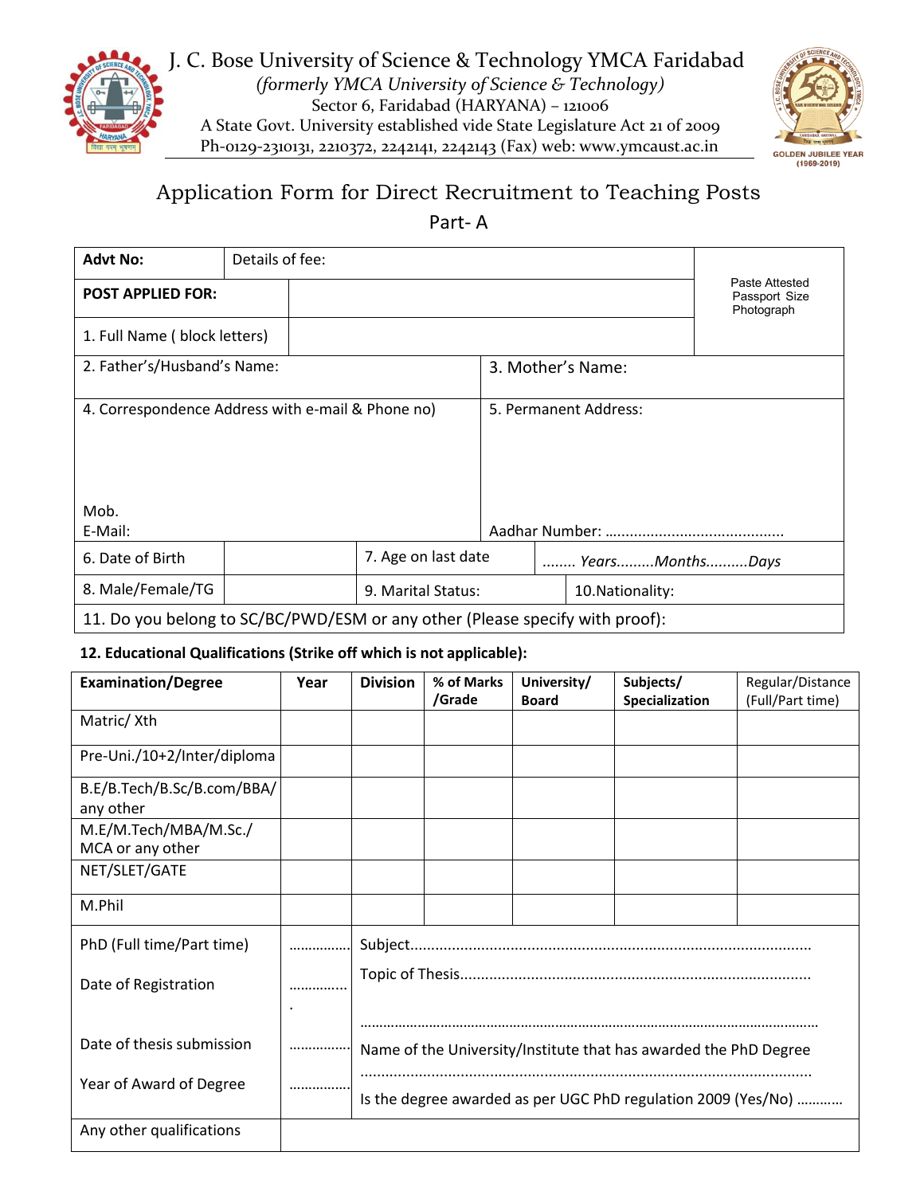# J. C. Bose University of Science & Technology YMCA Faridabad

*(formerly YMCA University of Science & Technology)*

Sector 6, Faridabad (HARYANA) – 121006

A State Govt. University established vide State Legislature Act 21 of 2009

Ph-0129-2310131, 2210372, 2242141, 2242143 (Fax) web: www.ymcaust.ac.in

GOLDEN JUBILEE YEAR (1969-2019)

## Application Form for Direct Recruitment to Teaching Posts

### Part- A

| **Advt No:** | Details of fee: | Paste Attested Passport Size Photograph |
|---|---|---|
| **POST APPLIED FOR:** | | |
| 1. Full Name ( block letters) | | |

| 2. Father's/Husband's Name: | 3. Mother's Name: |
|---|---|
| 4. Correspondence Address with e-mail & Phone no)<br><br>Mob.<br>E-Mail: | 5. Permanent Address:<br><br>Aadhar Number: ........................................... |

| 6. Date of Birth | | 7. Age on last date | ........ *Years.........Months..........Days* |
|---|---|---|---|
| 8. Male/Female/TG | | 9. Marital Status: | 10.Nationality: |

11. Do you belong to SC/BC/PWD/ESM or any other (Please specify with proof):

**12. Educational Qualifications (Strike off which is not applicable):**

| **Examination/Degree** | **Year** | **Division** | **% of Marks /Grade** | **University/ Board** | **Subjects/ Specialization** | Regular/Distance (Full/Part time) |
|---|---|---|---|---|---|---|
| Matric/ Xth | | | | | | |
| Pre-Uni./10+2/Inter/diploma | | | | | | |
| B.E/B.Tech/B.Sc/B.com/BBA/ any other | | | | | | |
| M.E/M.Tech/MBA/M.Sc./ MCA or any other | | | | | | |
| NET/SLET/GATE | | | | | | |
| M.Phil | | | | | | |
| PhD (Full time/Part time)<br><br>Date of Registration<br><br>Date of thesis submission<br><br>Year of Award of Degree | ................<br><br>................<br><br>................<br><br>................ | Subject...............................................................................................<br><br>Topic of Thesis...................................................................................<br><br>.......................................................................................................................<br><br>Name of the University/Institute that has awarded the PhD Degree<br><br>..........................................................................................................<br><br>Is the degree awarded as per UGC PhD regulation 2009 (Yes/No) ............ | | | | |
| Any other qualifications | | | | | | |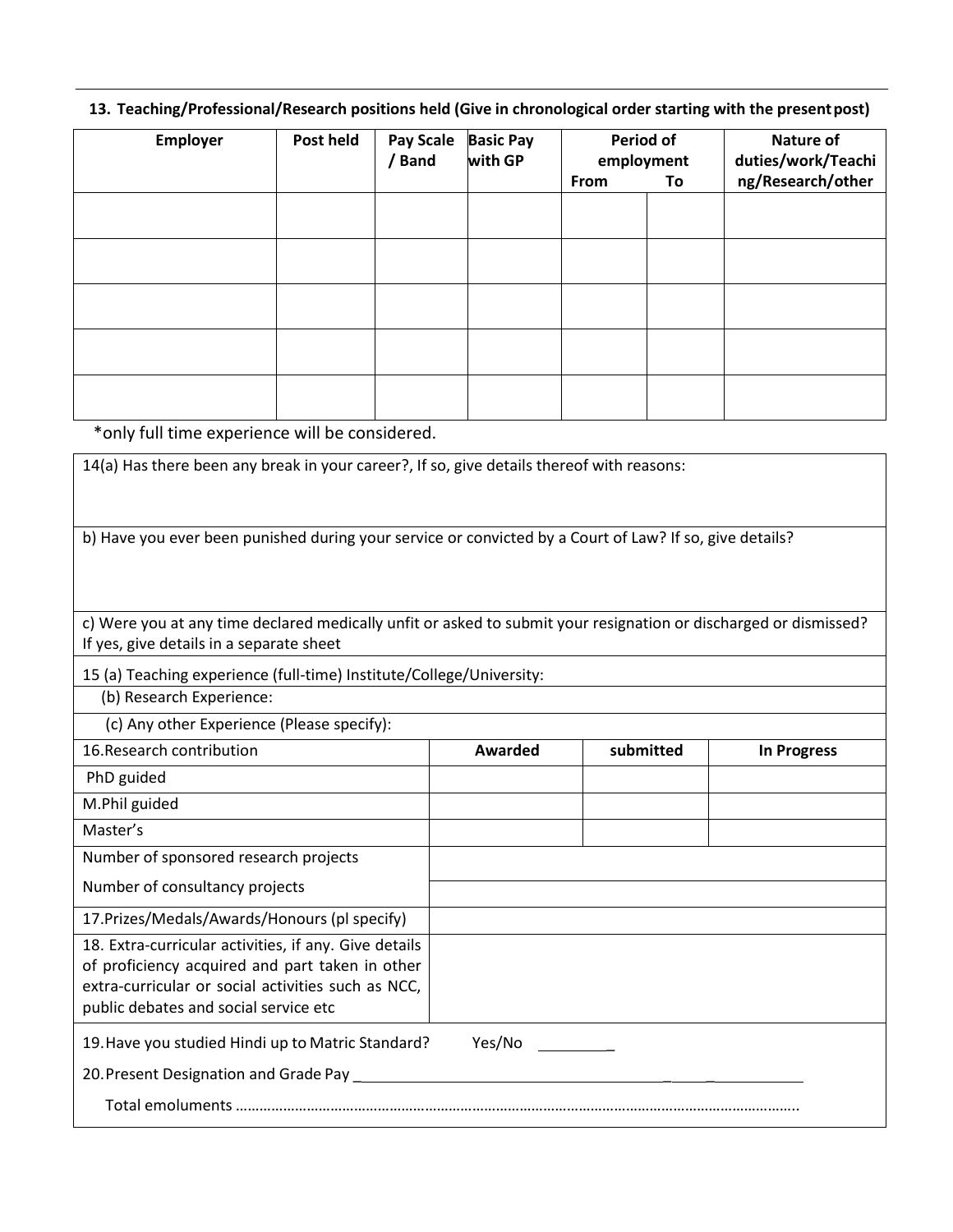**13. Teaching/Professional/Research positions held (Give in chronological order starting with the present post)**

| Employer | Post held | Pay Scale / Band | Basic Pay with GP | Period of employment | | Nature of duties/work/Teaching/Research/other |
|---|---|---|---|---|---|---|
| | | | | From | To | |
| | | | | | | |
| | | | | | | |
| | | | | | | |
| | | | | | | |
| | | | | | | |

*only full time experience will be considered.

14(a) Has there been any break in your career?, If so, give details thereof with reasons:

b) Have you ever been punished during your service or convicted by a Court of Law? If so, give details?

c) Were you at any time declared medically unfit or asked to submit your resignation or discharged or dismissed? If yes, give details in a separate sheet

15 (a) Teaching experience (full-time) Institute/College/University:

(b) Research Experience:

(c) Any other Experience (Please specify):

| 16.Research contribution | Awarded | submitted | In Progress |
|---|---|---|---|
| PhD guided | | | |
| M.Phil guided | | | |
| Master's | | | |
| Number of sponsored research projects | | | |
| Number of consultancy projects | | | |
| 17.Prizes/Medals/Awards/Honours (pl specify) | | | |
| 18. Extra-curricular activities, if any. Give details of proficiency acquired and part taken in other extra-curricular or social activities such as NCC, public debates and social service etc | | | |

19. Have you studied Hindi up to Matric Standard? Yes/No ________

20. Present Designation and Grade Pay ____________________________________________

Total emoluments ……………………………………………………………………………………………………………………..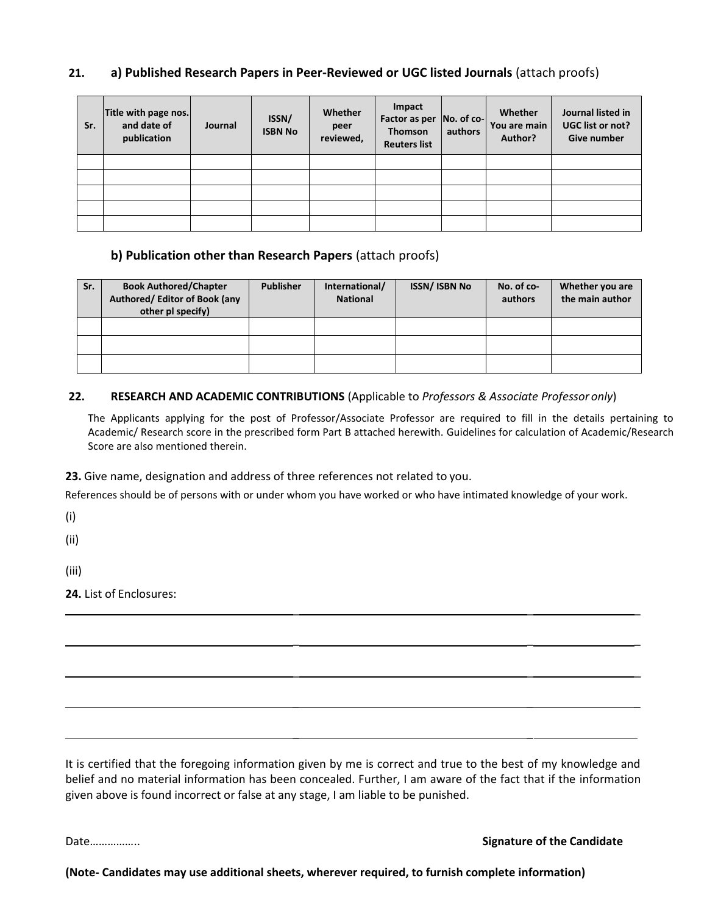**21. a) Published Research Papers in Peer-Reviewed or UGC listed Journals** (attach proofs)

| Sr. | Title with page nos. and date of publication | Journal | ISSN/ ISBN No | Whether peer reviewed, | Impact Factor as per Thomson Reuters list | No. of co-authors | Whether You are main Author? | Journal listed in UGC list or not? Give number |
|---|---|---|---|---|---|---|---|---|
| | | | | | | | | |
| | | | | | | | | |
| | | | | | | | | |
| | | | | | | | | |
| | | | | | | | | |

**b) Publication other than Research Papers** (attach proofs)

| Sr. | Book Authored/Chapter Authored/ Editor of Book (any other pl specify) | Publisher | International/ National | ISSN/ ISBN No | No. of co-authors | Whether you are the main author |
|---|---|---|---|---|---|---|
| | | | | | | |
| | | | | | | |
| | | | | | | |

**22. RESEARCH AND ACADEMIC CONTRIBUTIONS** (Applicable to *Professors & Associate Professor only*)

The Applicants applying for the post of Professor/Associate Professor are required to fill in the details pertaining to Academic/ Research score in the prescribed form Part B attached herewith. Guidelines for calculation of Academic/Research Score are also mentioned therein.

**23.** Give name, designation and address of three references not related to you.

References should be of persons with or under whom you have worked or who have intimated knowledge of your work.

(i)

(ii)

(iii)

**24.** List of Enclosures:

______________________________________________________________

______________________________________________________________

______________________________________________________________

______________________________________________________________

______________________________________________________________

It is certified that the foregoing information given by me is correct and true to the best of my knowledge and belief and no material information has been concealed. Further, I am aware of the fact that if the information given above is found incorrect or false at any stage, I am liable to be punished.

Date……………..

**Signature of the Candidate**

**(Note- Candidates may use additional sheets, wherever required, to furnish complete information)**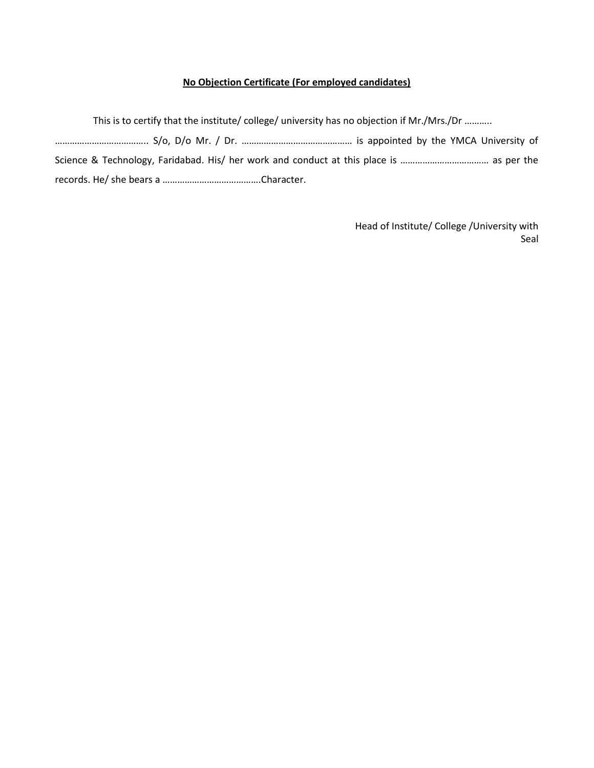**No Objection Certificate (For employed candidates)**

This is to certify that the institute/ college/ university has no objection if Mr./Mrs./Dr ……….. ……………………………….. S/o, D/o Mr. / Dr. ……………………………………… is appointed by the YMCA University of Science & Technology, Faridabad. His/ her work and conduct at this place is ……………………………… as per the records. He/ she bears a ………………………………….Character.

Head of Institute/ College /University with Seal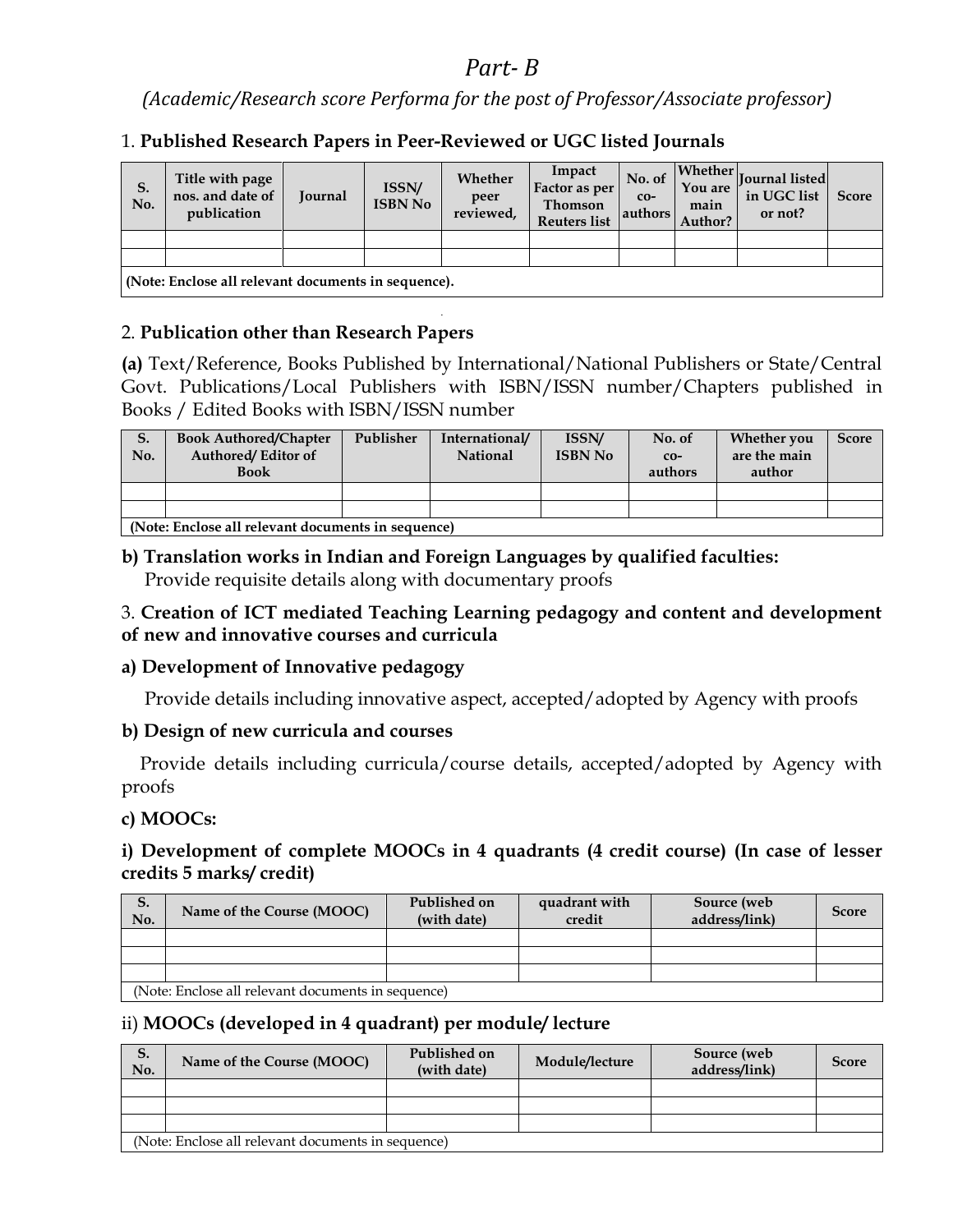# Part- B

*(Academic/Research score Performa for the post of Professor/Associate professor)*

1. **Published Research Papers in Peer-Reviewed or UGC listed Journals**

| S. No. | Title with page nos. and date of publication | Journal | ISSN/ ISBN No | Whether peer reviewed, | Impact Factor as per Thomson Reuters list | No. of co-authors | Whether You are main Author? | Journal listed in UGC list or not? | Score |
|---|---|---|---|---|---|---|---|---|---|
| | | | | | | | | | |
| | | | | | | | | | |
| **(Note: Enclose all relevant documents in sequence).** | | | | | | | | | |

2. **Publication other than Research Papers**

**(a)** Text/Reference, Books Published by International/National Publishers or State/Central Govt. Publications/Local Publishers with ISBN/ISSN number/Chapters published in Books / Edited Books with ISBN/ISSN number

| S. No. | Book Authored/Chapter Authored/ Editor of Book | Publisher | International/ National | ISSN/ ISBN No | No. of co-authors | Whether you are the main author | Score |
|---|---|---|---|---|---|---|---|
| | | | | | | | |
| | | | | | | | |
| **(Note: Enclose all relevant documents in sequence)** | | | | | | | |

**b) Translation works in Indian and Foreign Languages by qualified faculties:**

Provide requisite details along with documentary proofs

3. **Creation of ICT mediated Teaching Learning pedagogy and content and development of new and innovative courses and curricula**

**a) Development of Innovative pedagogy**

Provide details including innovative aspect, accepted/adopted by Agency with proofs

**b) Design of new curricula and courses**

Provide details including curricula/course details, accepted/adopted by Agency with proofs

**c) MOOCs:**

**i) Development of complete MOOCs in 4 quadrants (4 credit course) (In case of lesser credits 5 marks/ credit)**

| S. No. | Name of the Course (MOOC) | Published on (with date) | quadrant with credit | Source (web address/link) | Score |
|---|---|---|---|---|---|
| | | | | | |
| | | | | | |
| | | | | | |
| (Note: Enclose all relevant documents in sequence) | | | | | |

ii) **MOOCs (developed in 4 quadrant) per module/ lecture**

| S. No. | Name of the Course (MOOC) | Published on (with date) | Module/lecture | Source (web address/link) | Score |
|---|---|---|---|---|---|
| | | | | | |
| | | | | | |
| | | | | | |
| (Note: Enclose all relevant documents in sequence) | | | | | |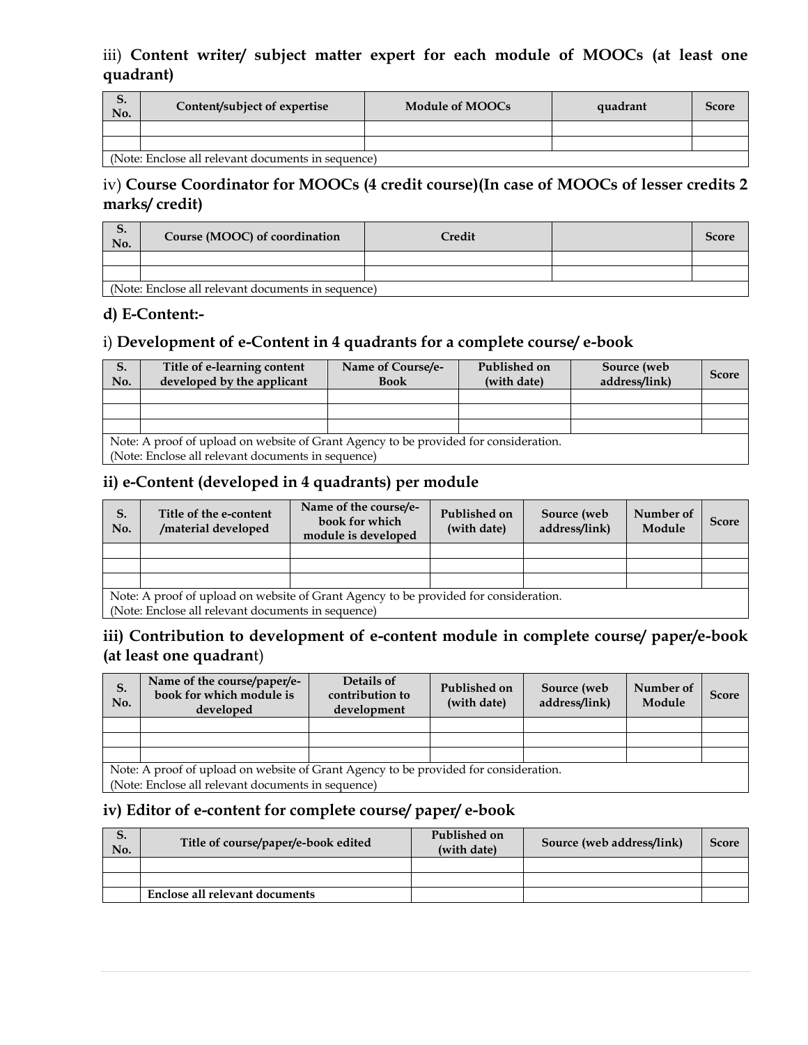### iii) **Content writer/ subject matter expert for each module of MOOCs (at least one quadrant)**

| S. No. | Content/subject of expertise | Module of MOOCs | quadrant | Score |
|---|---|---|---|---|
| | | | | |
| | | | | |
| (Note: Enclose all relevant documents in sequence) | | | | |

### iv) **Course Coordinator for MOOCs (4 credit course)(In case of MOOCs of lesser credits 2 marks/ credit)**

| S. No. | Course (MOOC) of coordination | Credit | | Score |
|---|---|---|---|---|
| | | | | |
| | | | | |
| (Note: Enclose all relevant documents in sequence) | | | | |

## d) E-Content:-

### i) **Development of e-Content in 4 quadrants for a complete course/ e-book**

| S. No. | Title of e-learning content developed by the applicant | Name of Course/e-Book | Published on (with date) | Source (web address/link) | Score |
|---|---|---|---|---|---|
| | | | | | |
| | | | | | |
| | | | | | |
| Note: A proof of upload on website of Grant Agency to be provided for consideration. (Note: Enclose all relevant documents in sequence) | | | | | |

### ii) e-Content (developed in 4 quadrants) per module

| S. No. | Title of the e-content /material developed | Name of the course/e-book for which module is developed | Published on (with date) | Source (web address/link) | Number of Module | Score |
|---|---|---|---|---|---|---|
| | | | | | | |
| | | | | | | |
| | | | | | | |
| Note: A proof of upload on website of Grant Agency to be provided for consideration. (Note: Enclose all relevant documents in sequence) | | | | | | |

### iii) Contribution to development of e-content module in complete course/ paper/e-book (at least one quadrant)

| S. No. | Name of the course/paper/e-book for which module is developed | Details of contribution to development | Published on (with date) | Source (web address/link) | Number of Module | Score |
|---|---|---|---|---|---|---|
| | | | | | | |
| | | | | | | |
| | | | | | | |
| Note: A proof of upload on website of Grant Agency to be provided for consideration. (Note: Enclose all relevant documents in sequence) | | | | | | |

### iv) Editor of e-content for complete course/ paper/ e-book

| S. No. | Title of course/paper/e-book edited | Published on (with date) | Source (web address/link) | Score |
|---|---|---|---|---|
| | | | | |
| | | | | |
| | **Enclose all relevant documents** | | | |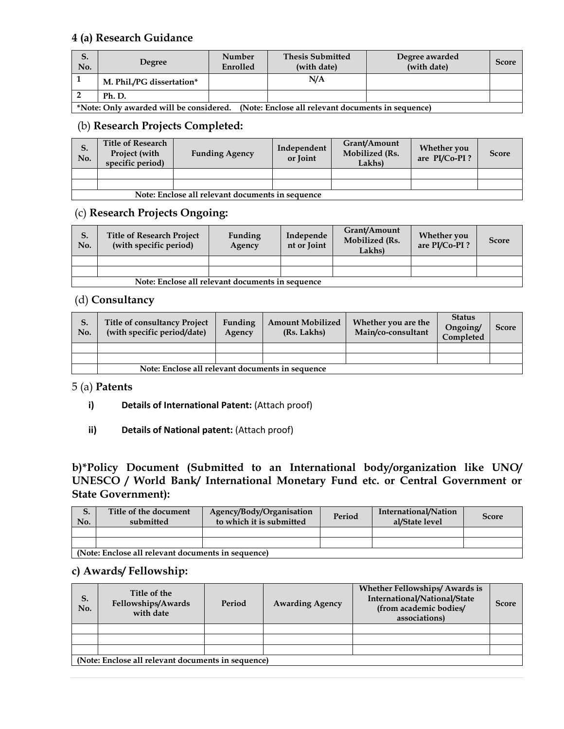## 4 (a) Research Guidance

| S. No. | Degree | Number Enrolled | Thesis Submitted (with date) | Degree awarded (with date) | Score |
|---|---|---|---|---|---|
| 1 | M. Phil./PG dissertation* | | N/A | | |
| 2 | Ph. D. | | | | |
| *Note: Only awarded will be considered. (Note: Enclose all relevant documents in sequence) | | | | | |

## (b) Research Projects Completed:

| S. No. | Title of Research Project (with specific period) | Funding Agency | Independent or Joint | Grant/Amount Mobilized (Rs. Lakhs) | Whether you are PI/Co-PI ? | Score |
|---|---|---|---|---|---|---|
| | | | | | | |
| | | | | | | |
| Note: Enclose all relevant documents in sequence | | | | | | |

## (c) Research Projects Ongoing:

| S. No. | Title of Research Project (with specific period) | Funding Agency | Independent or Joint | Grant/Amount Mobilized (Rs. Lakhs) | Whether you are PI/Co-PI ? | Score |
|---|---|---|---|---|---|---|
| | | | | | | |
| | | | | | | |
| Note: Enclose all relevant documents in sequence | | | | | | |

## (d) Consultancy

| S. No. | Title of consultancy Project (with specific period/date) | Funding Agency | Amount Mobilized (Rs. Lakhs) | Whether you are the Main/co-consultant | Status Ongoing/ Completed | Score |
|---|---|---|---|---|---|---|
| | | | | | | |
| | | | | | | |
| | Note: Enclose all relevant documents in sequence | | | | | |

## 5 (a) Patents

i) **Details of International Patent:** (Attach proof)

ii) **Details of National patent:** (Attach proof)

## b)*Policy Document (Submitted to an International body/organization like UNO/ UNESCO / World Bank/ International Monetary Fund etc. or Central Government or State Government):

| S. No. | Title of the document submitted | Agency/Body/Organisation to which it is submitted | Period | International/National/State level | Score |
|---|---|---|---|---|---|
| | | | | | |
| | | | | | |
| (Note: Enclose all relevant documents in sequence) | | | | | |

## c) Awards/ Fellowship:

| S. No. | Title of the Fellowships/Awards with date | Period | Awarding Agency | Whether Fellowships/ Awards is International/National/State (from academic bodies/ associations) | Score |
|---|---|---|---|---|---|
| | | | | | |
| | | | | | |
| | | | | | |
| (Note: Enclose all relevant documents in sequence) | | | | | |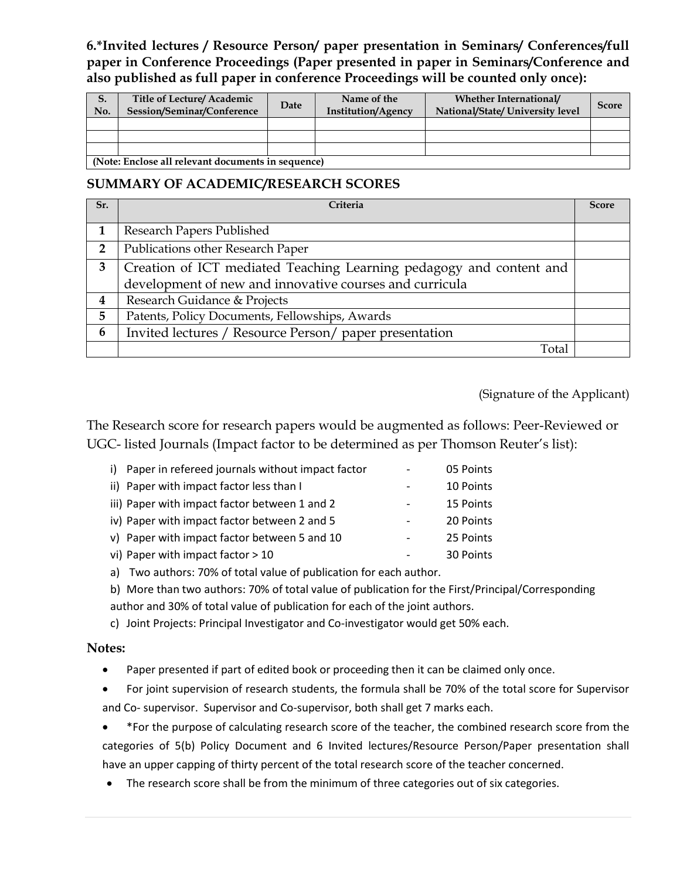**6.*Invited lectures / Resource Person/ paper presentation in Seminars/ Conferences/full paper in Conference Proceedings (Paper presented in paper in Seminars/Conference and also published as full paper in conference Proceedings will be counted only once):**

| S. No. | Title of Lecture/ Academic Session/Seminar/Conference | Date | Name of the Institution/Agency | Whether International/ National/State/ University level | Score |
|---|---|---|---|---|---|
| | | | | | |
| | | | | | |
| | | | | | |
| **(Note: Enclose all relevant documents in sequence)** | | | | | |

## SUMMARY OF ACADEMIC/RESEARCH SCORES

| Sr. | Criteria | Score |
|---|---|---|
| 1 | Research Papers Published | |
| 2 | Publications other Research Paper | |
| 3 | Creation of ICT mediated Teaching Learning pedagogy and content and development of new and innovative courses and curricula | |
| 4 | Research Guidance & Projects | |
| 5 | Patents, Policy Documents, Fellowships, Awards | |
| 6 | Invited lectures / Resource Person/ paper presentation | |
| | Total | |

(Signature of the Applicant)

The Research score for research papers would be augmented as follows: Peer-Reviewed or UGC- listed Journals (Impact factor to be determined as per Thomson Reuter's list):

i) Paper in refereed journals without impact factor - 05 Points
ii) Paper with impact factor less than I - 10 Points
iii) Paper with impact factor between 1 and 2 - 15 Points
iv) Paper with impact factor between 2 and 5 - 20 Points
v) Paper with impact factor between 5 and 10 - 25 Points
vi) Paper with impact factor > 10 - 30 Points

a) Two authors: 70% of total value of publication for each author.

b) More than two authors: 70% of total value of publication for the First/Principal/Corresponding author and 30% of total value of publication for each of the joint authors.

c) Joint Projects: Principal Investigator and Co-investigator would get 50% each.

**Notes:**

- Paper presented if part of edited book or proceeding then it can be claimed only once.
- For joint supervision of research students, the formula shall be 70% of the total score for Supervisor and Co- supervisor. Supervisor and Co-supervisor, both shall get 7 marks each.
- *For the purpose of calculating research score of the teacher, the combined research score from the categories of 5(b) Policy Document and 6 Invited lectures/Resource Person/Paper presentation shall have an upper capping of thirty percent of the total research score of the teacher concerned.
- The research score shall be from the minimum of three categories out of six categories.